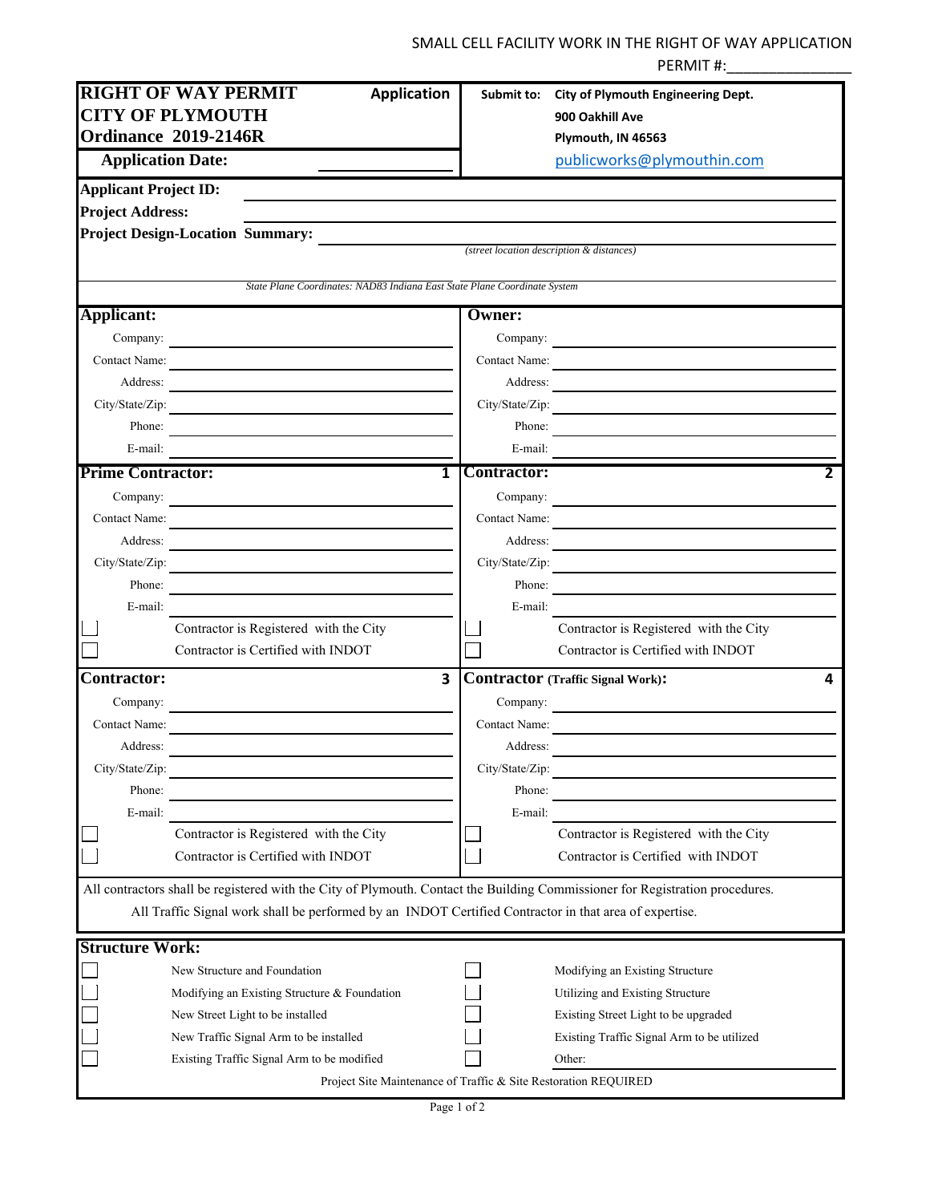SMALL CELL FACILITY WORK IN THE RIGHT OF WAY APPLICATION

PERMIT #:_______________

# RIGHT OF WAY PERMIT Application
## CITY OF PLYMOUTH
## Ordinance 2019-2146R

**Application Date:** ______________

**Submit to:** City of Plymouth Engineering Dept.
900 Oakhill Ave
Plymouth, IN 46563
publicworks@plymouthin.com

**Applicant Project ID:** ______________

**Project Address:** ______________

**Project Design-Location Summary:** ______________

*(street location description & distances)*

*State Plane Coordinates: NAD83 Indiana East State Plane Coordinate System*

| **Applicant:** | | **Owner:** | |
|---|---|---|---|
| Company: | | Company: | |
| Contact Name: | | Contact Name: | |
| Address: | | Address: | |
| City/State/Zip: | | City/State/Zip: | |
| Phone: | | Phone: | |
| E-mail: | | E-mail: | |

| **Prime Contractor:** | 1 | **Contractor:** | 2 |
|---|---|---|---|
| Company: | | Company: | |
| Contact Name: | | Contact Name: | |
| Address: | | Address: | |
| City/State/Zip: | | City/State/Zip: | |
| Phone: | | Phone: | |
| E-mail: | | E-mail: | |
| ☐ | Contractor is Registered with the City | ☐ | Contractor is Registered with the City |
| ☐ | Contractor is Certified with INDOT | ☐ | Contractor is Certified with INDOT |

| **Contractor:** | 3 | **Contractor** (Traffic Signal Work)**:** | 4 |
|---|---|---|---|
| Company: | | Company: | |
| Contact Name: | | Contact Name: | |
| Address: | | Address: | |
| City/State/Zip: | | City/State/Zip: | |
| Phone: | | Phone: | |
| E-mail: | | E-mail: | |
| ☐ | Contractor is Registered with the City | ☐ | Contractor is Registered with the City |
| ☐ | Contractor is Certified with INDOT | ☐ | Contractor is Certified with INDOT |

All contractors shall be registered with the City of Plymouth. Contact the Building Commissioner for Registration procedures.

All Traffic Signal work shall be performed by an INDOT Certified Contractor in that area of expertise.

## Structure Work:

| | | | |
|---|---|---|---|
| ☐ | New Structure and Foundation | ☐ | Modifying an Existing Structure |
| ☐ | Modifying an Existing Structure & Foundation | ☐ | Utilizing and Existing Structure |
| ☐ | New Street Light to be installed | ☐ | Existing Street Light to be upgraded |
| ☐ | New Traffic Signal Arm to be installed | ☐ | Existing Traffic Signal Arm to be utilized |
| ☐ | Existing Traffic Signal Arm to be modified | ☐ | Other: |

Project Site Maintenance of Traffic & Site Restoration REQUIRED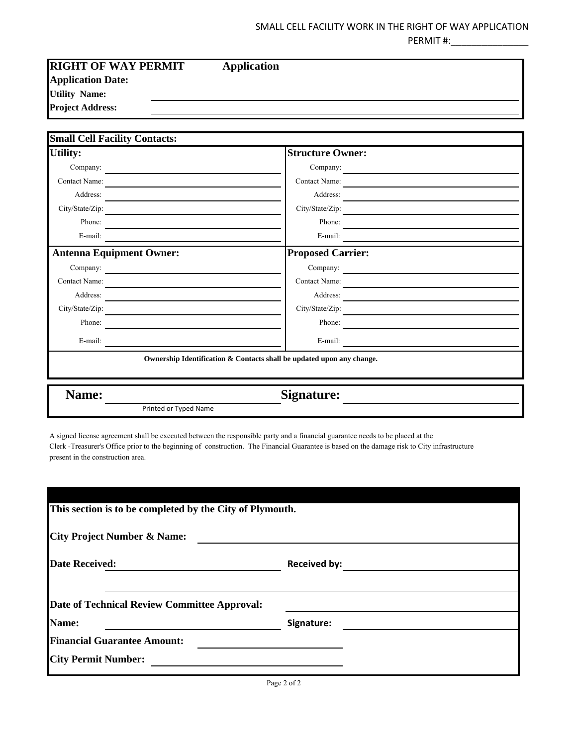SMALL CELL FACILITY WORK IN THE RIGHT OF WAY APPLICATION

PERMIT #:_______________

## RIGHT OF WAY PERMIT Application

**Application Date:**

**Utility Name:** ______________________________

**Project Address:** ______________________________

### Small Cell Facility Contacts:

| **Utility:** | | **Structure Owner:** | |
|---|---|---|---|
| Company: | | Company: | |
| Contact Name: | | Contact Name: | |
| Address: | | Address: | |
| City/State/Zip: | | City/State/Zip: | |
| Phone: | | Phone: | |
| E-mail: | | E-mail: | |
| **Antenna Equipment Owner:** | | **Proposed Carrier:** | |
| Company: | | Company: | |
| Contact Name: | | Contact Name: | |
| Address: | | Address: | |
| City/State/Zip: | | City/State/Zip: | |
| Phone: | | Phone: | |
| E-mail: | | E-mail: | |

**Ownership Identification & Contacts shall be updated upon any change.**

**Name:** ______________________________ **Signature:** ______________________________

Printed or Typed Name

A signed license agreement shall be executed between the responsible party and a financial guarantee needs to be placed at the Clerk -Treasurer's Office prior to the beginning of construction. The Financial Guarantee is based on the damage risk to City infrastructure present in the construction area.

**This section is to be completed by the City of Plymouth.**

**City Project Number & Name:** ______________________________

**Date Received:** ______________________________ **Received by:** ______________________________

**Date of Technical Review Committee Approval:** ______________________________

**Name:** ______________________________ **Signature:** ______________________________

**Financial Guarantee Amount:** ______________________________

**City Permit Number:** ______________________________